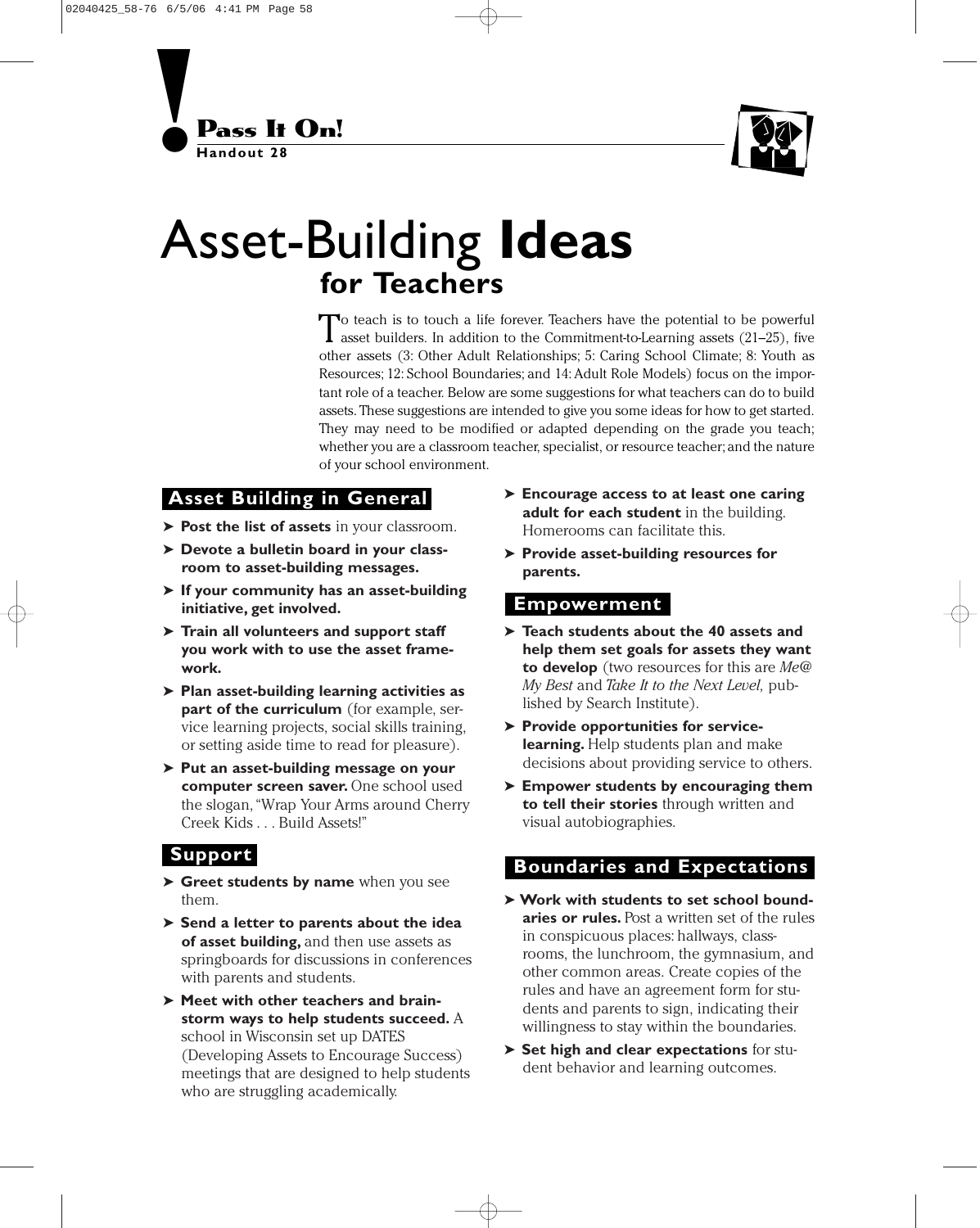**Pass It On!**
**Handout 28**

# Asset-Building Ideas for Teachers

To teach is to touch a life forever. Teachers have the potential to be powerful asset builders. In addition to the Commitment-to-Learning assets (21–25), five other assets (3: Other Adult Relationships; 5: Caring School Climate; 8: Youth as Resources; 12: School Boundaries; and 14: Adult Role Models) focus on the important role of a teacher. Below are some suggestions for what teachers can do to build assets. These suggestions are intended to give you some ideas for how to get started. They may need to be modified or adapted depending on the grade you teach; whether you are a classroom teacher, specialist, or resource teacher; and the nature of your school environment.

## Asset Building in General

- **Post the list of assets** in your classroom.
- **Devote a bulletin board in your classroom to asset-building messages.**
- **If your community has an asset-building initiative, get involved.**
- **Train all volunteers and support staff you work with to use the asset framework.**
- **Plan asset-building learning activities as part of the curriculum** (for example, service learning projects, social skills training, or setting aside time to read for pleasure).
- **Put an asset-building message on your computer screen saver.** One school used the slogan, "Wrap Your Arms around Cherry Creek Kids . . . Build Assets!"

## Support

- **Greet students by name** when you see them.
- **Send a letter to parents about the idea of asset building,** and then use assets as springboards for discussions in conferences with parents and students.
- **Meet with other teachers and brainstorm ways to help students succeed.** A school in Wisconsin set up DATES (Developing Assets to Encourage Success) meetings that are designed to help students who are struggling academically.
- **Encourage access to at least one caring adult for each student** in the building. Homerooms can facilitate this.
- **Provide asset-building resources for parents.**

## Empowerment

- **Teach students about the 40 assets and help them set goals for assets they want to develop** (two resources for this are *Me@ My Best* and *Take It to the Next Level*, published by Search Institute).
- **Provide opportunities for service-learning.** Help students plan and make decisions about providing service to others.
- **Empower students by encouraging them to tell their stories** through written and visual autobiographies.

## Boundaries and Expectations

- **Work with students to set school boundaries or rules.** Post a written set of the rules in conspicuous places: hallways, classrooms, the lunchroom, the gymnasium, and other common areas. Create copies of the rules and have an agreement form for students and parents to sign, indicating their willingness to stay within the boundaries.
- **Set high and clear expectations** for student behavior and learning outcomes.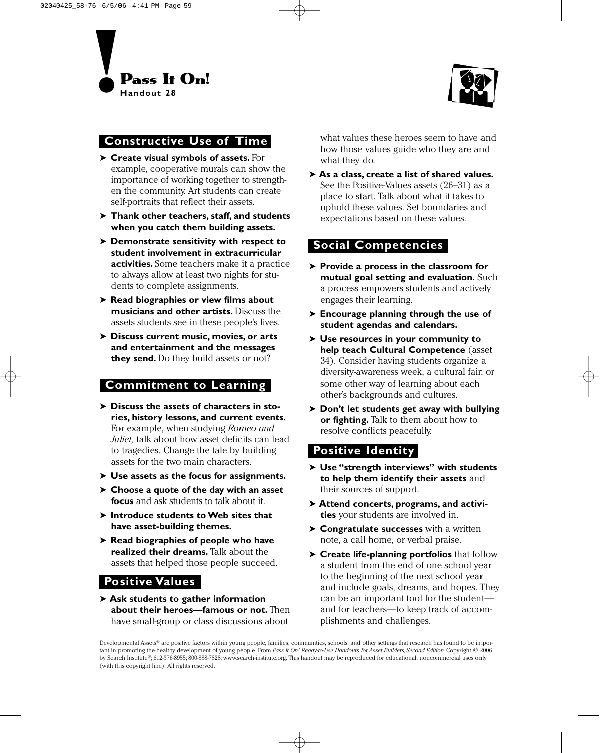# Pass It On!

**Handout 28**

## Constructive Use of Time

- **Create visual symbols of assets.** For example, cooperative murals can show the importance of working together to strengthen the community. Art students can create self-portraits that reflect their assets.
- **Thank other teachers, staff, and students when you catch them building assets.**
- **Demonstrate sensitivity with respect to student involvement in extracurricular activities.** Some teachers make it a practice to always allow at least two nights for students to complete assignments.
- **Read biographies or view films about musicians and other artists.** Discuss the assets students see in these people's lives.
- **Discuss current music, movies, or arts and entertainment and the messages they send.** Do they build assets or not?

## Commitment to Learning

- **Discuss the assets of characters in stories, history lessons, and current events.** For example, when studying *Romeo and Juliet,* talk about how asset deficits can lead to tragedies. Change the tale by building assets for the two main characters.
- **Use assets as the focus for assignments.**
- **Choose a quote of the day with an asset focus** and ask students to talk about it.
- **Introduce students to Web sites that have asset-building themes.**
- **Read biographies of people who have realized their dreams.** Talk about the assets that helped those people succeed.

## Positive Values

- **Ask students to gather information about their heroes—famous or not.** Then have small-group or class discussions about what values these heroes seem to have and how those values guide who they are and what they do.
- **As a class, create a list of shared values.** See the Positive-Values assets (26–31) as a place to start. Talk about what it takes to uphold these values. Set boundaries and expectations based on these values.

## Social Competencies

- **Provide a process in the classroom for mutual goal setting and evaluation.** Such a process empowers students and actively engages their learning.
- **Encourage planning through the use of student agendas and calendars.**
- **Use resources in your community to help teach Cultural Competence** (asset 34). Consider having students organize a diversity-awareness week, a cultural fair, or some other way of learning about each other's backgrounds and cultures.
- **Don't let students get away with bullying or fighting.** Talk to them about how to resolve conflicts peacefully.

## Positive Identity

- **Use "strength interviews" with students to help them identify their assets** and their sources of support.
- **Attend concerts, programs, and activities** your students are involved in.
- **Congratulate successes** with a written note, a call home, or verbal praise.
- **Create life-planning portfolios** that follow a student from the end of one school year to the beginning of the next school year and include goals, dreams, and hopes. They can be an important tool for the student—and for teachers—to keep track of accomplishments and challenges.

Developmental Assets® are positive factors within young people, families, communities, schools, and other settings that research has found to be important in promoting the healthy development of young people. From *Pass It On! Ready-to-Use Handouts for Asset Builders, Second Edition.* Copyright © 2006 by Search Institute®; 612-376-8955; 800-888-7828; www.search-institute.org. This handout may be reproduced for educational, noncommercial uses only (with this copyright line). All rights reserved.